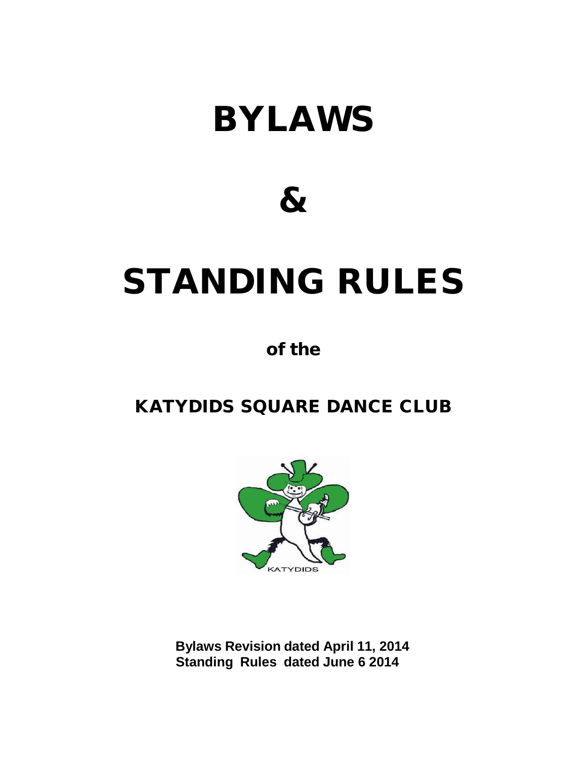# BYLAWS

# &

# STANDING RULES

**of the**

## KATYDIDS SQUARE DANCE CLUB

**Bylaws Revision dated April 11, 2014**
**Standing Rules dated June 6 2014**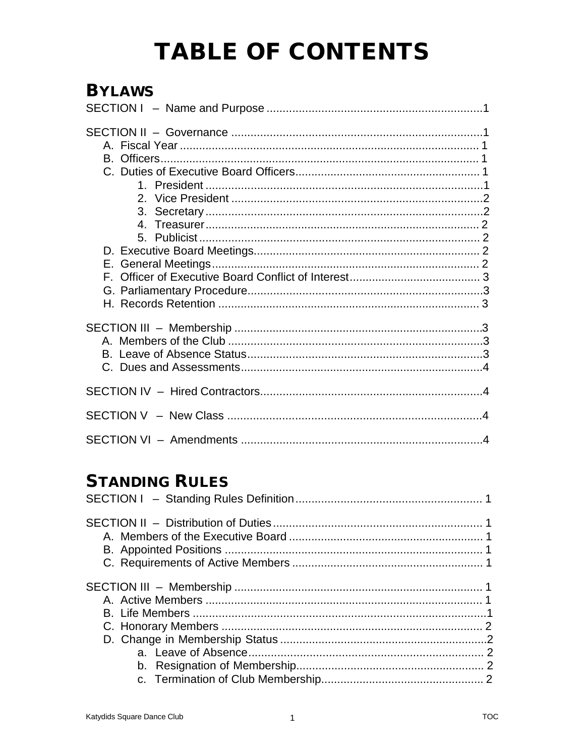# TABLE OF CONTENTS

## BYLAWS

SECTION I – Name and Purpose ....................................................................1

SECTION II – Governance ..............................................................................1
- A. Fiscal Year .............................................................................................. 1
- B. Officers.................................................................................................... 1
- C. Duties of Executive Board Officers.......................................................... 1
  1. President .......................................................................................1
  2. Vice President ..............................................................................2
  3. Secretary .......................................................................................2
  4. Treasurer ...................................................................................... 2
  5. Publicist ........................................................................................ 2
- D. Executive Board Meetings....................................................................... 2
- E. General Meetings.................................................................................... 2
- F. Officer of Executive Board Conflict of Interest......................................... 3
- G. Parliamentary Procedure.........................................................................3
- H. Records Retention .................................................................................. 3

SECTION III – Membership .............................................................................3
- A. Members of the Club ...............................................................................3
- B. Leave of Absence Status.........................................................................3
- C. Dues and Assessments...........................................................................4

SECTION IV – Hired Contractors.....................................................................4

SECTION V – New Class ...............................................................................4

SECTION VI – Amendments ...........................................................................4

## STANDING RULES

SECTION I – Standing Rules Definition.......................................................... 1

SECTION II – Distribution of Duties................................................................. 1
- A. Members of the Executive Board ............................................................ 1
- B. Appointed Positions ................................................................................ 1
- C. Requirements of Active Members ........................................................... 1

SECTION III – Membership ............................................................................. 1
- A. Active Members ...................................................................................... 1
- B. Life Members ..........................................................................................1
- C. Honorary Members ................................................................................. 2
- D. Change in Membership Status ................................................................2
  - a. Leave of Absence......................................................................... 2
  - b. Resignation of Membership........................................................... 2
  - c. Termination of Club Membership................................................... 2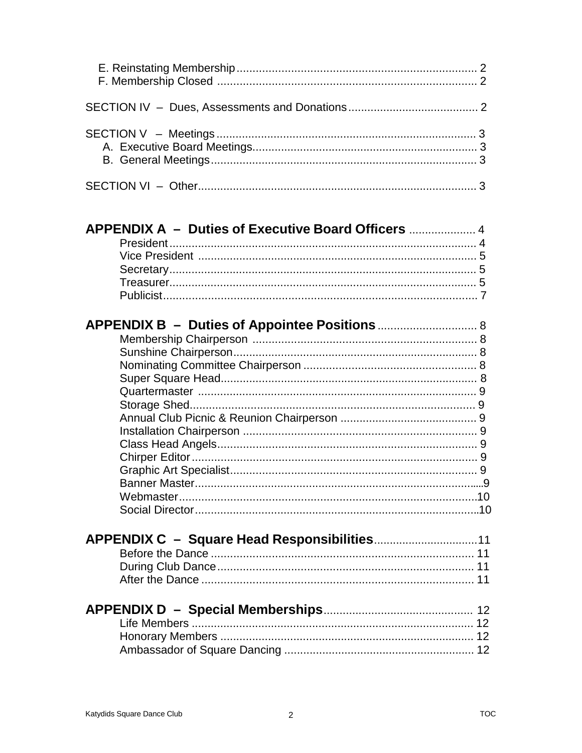E. Reinstating Membership .......................................................................... 2
F. Membership Closed ................................................................................ 2

SECTION IV – Dues, Assessments and Donations ........................................ 2

SECTION V – Meetings ................................................................................ 3
A. Executive Board Meetings ...................................................................... 3
B. General Meetings .................................................................................... 3

SECTION VI – Other ..................................................................................... 3

**APPENDIX A – Duties of Executive Board Officers** .................... 4
President ................................................................................................ 4
Vice President ....................................................................................... 5
Secretary ................................................................................................ 5
Treasurer ................................................................................................ 5
Publicist .................................................................................................. 7

**APPENDIX B – Duties of Appointee Positions** ............................. 8
Membership Chairperson ..................................................................... 8
Sunshine Chairperson ........................................................................... 8
Nominating Committee Chairperson ...................................................... 8
Super Square Head ................................................................................. 8
Quartermaster ........................................................................................ 9
Storage Shed .......................................................................................... 9
Annual Club Picnic & Reunion Chairperson ........................................... 9
Installation Chairperson ......................................................................... 9
Class Head Angels .................................................................................. 9
Chirper Editor .......................................................................................... 9
Graphic Art Specialist ............................................................................. 9
Banner Master ......................................................................................... 9
Webmaster ............................................................................................ 10
Social Director ....................................................................................... 10

**APPENDIX C – Square Head Responsibilities** ............................... 11
Before the Dance ................................................................................... 11
During Club Dance ................................................................................ 11
After the Dance ..................................................................................... 11

**APPENDIX D – Special Memberships** ............................................. 12
Life Members ........................................................................................ 12
Honorary Members ............................................................................... 12
Ambassador of Square Dancing ............................................................ 12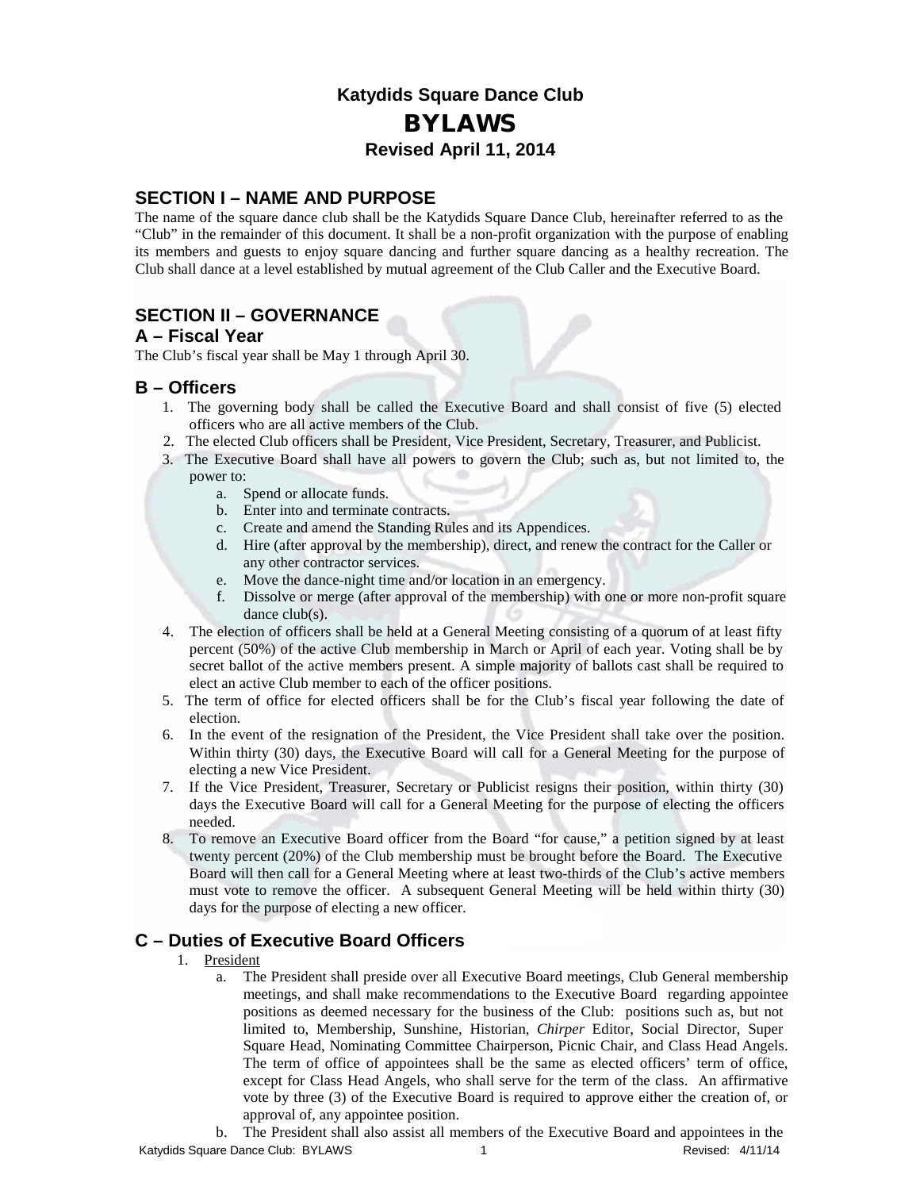# Katydids Square Dance Club

# BYLAWS

### Revised April 11, 2014

## SECTION I – NAME AND PURPOSE

The name of the square dance club shall be the Katydids Square Dance Club, hereinafter referred to as the "Club" in the remainder of this document. It shall be a non-profit organization with the purpose of enabling its members and guests to enjoy square dancing and further square dancing as a healthy recreation. The Club shall dance at a level established by mutual agreement of the Club Caller and the Executive Board.

## SECTION II – GOVERNANCE

### A – Fiscal Year

The Club's fiscal year shall be May 1 through April 30.

### B – Officers

1. The governing body shall be called the Executive Board and shall consist of five (5) elected officers who are all active members of the Club.
2. The elected Club officers shall be President, Vice President, Secretary, Treasurer, and Publicist.
3. The Executive Board shall have all powers to govern the Club; such as, but not limited to, the power to:
   a. Spend or allocate funds.
   b. Enter into and terminate contracts.
   c. Create and amend the Standing Rules and its Appendices.
   d. Hire (after approval by the membership), direct, and renew the contract for the Caller or any other contractor services.
   e. Move the dance-night time and/or location in an emergency.
   f. Dissolve or merge (after approval of the membership) with one or more non-profit square dance club(s).
4. The election of officers shall be held at a General Meeting consisting of a quorum of at least fifty percent (50%) of the active Club membership in March or April of each year. Voting shall be by secret ballot of the active members present. A simple majority of ballots cast shall be required to elect an active Club member to each of the officer positions.
5. The term of office for elected officers shall be for the Club's fiscal year following the date of election.
6. In the event of the resignation of the President, the Vice President shall take over the position. Within thirty (30) days, the Executive Board will call for a General Meeting for the purpose of electing a new Vice President.
7. If the Vice President, Treasurer, Secretary or Publicist resigns their position, within thirty (30) days the Executive Board will call for a General Meeting for the purpose of electing the officers needed.
8. To remove an Executive Board officer from the Board "for cause," a petition signed by at least twenty percent (20%) of the Club membership must be brought before the Board. The Executive Board will then call for a General Meeting where at least two-thirds of the Club's active members must vote to remove the officer. A subsequent General Meeting will be held within thirty (30) days for the purpose of electing a new officer.

### C – Duties of Executive Board Officers

1. President
   a. The President shall preside over all Executive Board meetings, Club General membership meetings, and shall make recommendations to the Executive Board regarding appointee positions as deemed necessary for the business of the Club: positions such as, but not limited to, Membership, Sunshine, Historian, *Chirper* Editor, Social Director, Super Square Head, Nominating Committee Chairperson, Picnic Chair, and Class Head Angels. The term of office of appointees shall be the same as elected officers' term of office, except for Class Head Angels, who shall serve for the term of the class. An affirmative vote by three (3) of the Executive Board is required to approve either the creation of, or approval of, any appointee position.
   b. The President shall also assist all members of the Executive Board and appointees in the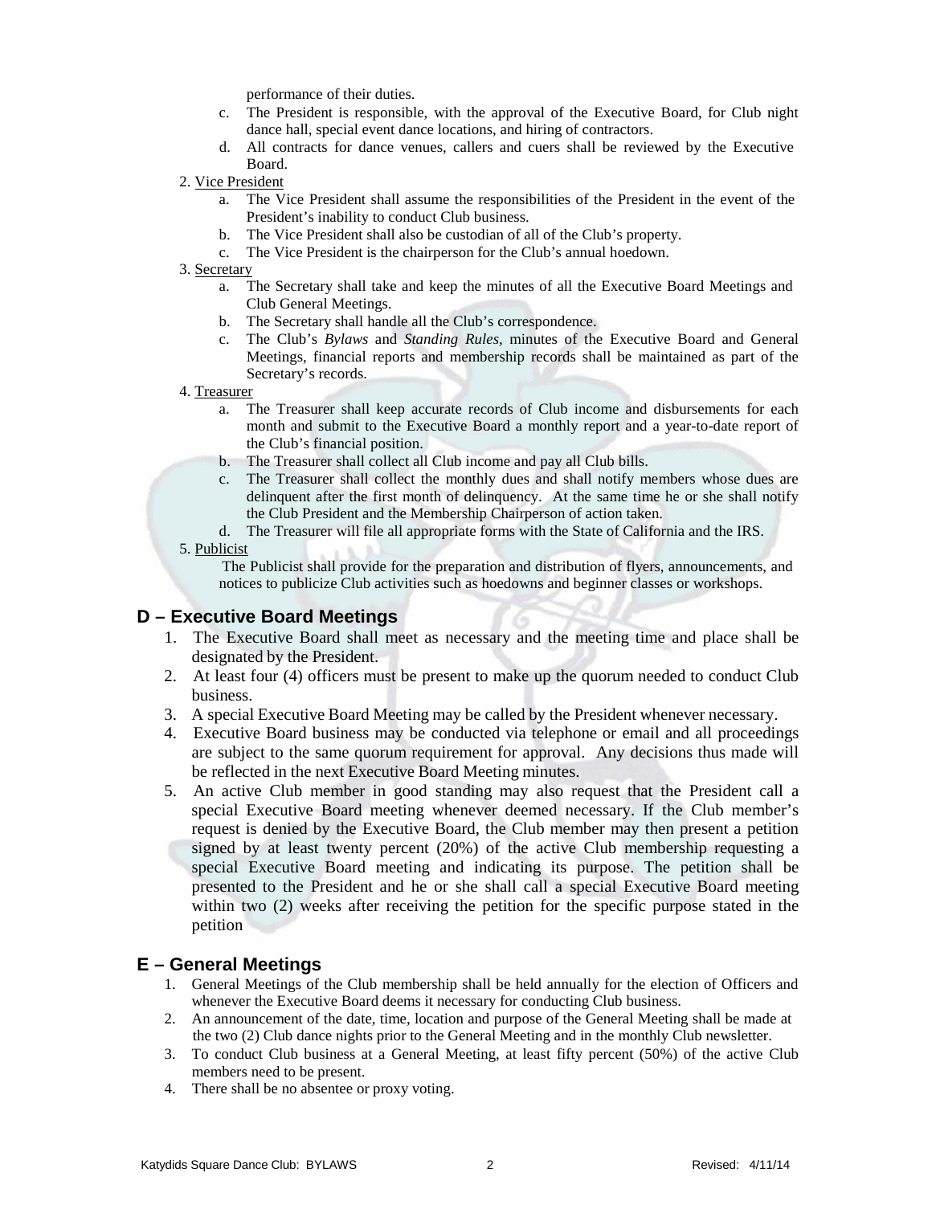performance of their duties.

c. The President is responsible, with the approval of the Executive Board, for Club night dance hall, special event dance locations, and hiring of contractors.
d. All contracts for dance venues, callers and cuers shall be reviewed by the Executive Board.

2. Vice President
   a. The Vice President shall assume the responsibilities of the President in the event of the President's inability to conduct Club business.
   b. The Vice President shall also be custodian of all of the Club's property.
   c. The Vice President is the chairperson for the Club's annual hoedown.

3. Secretary
   a. The Secretary shall take and keep the minutes of all the Executive Board Meetings and Club General Meetings.
   b. The Secretary shall handle all the Club's correspondence.
   c. The Club's *Bylaws* and *Standing Rules,* minutes of the Executive Board and General Meetings, financial reports and membership records shall be maintained as part of the Secretary's records.

4. Treasurer
   a. The Treasurer shall keep accurate records of Club income and disbursements for each month and submit to the Executive Board a monthly report and a year-to-date report of the Club's financial position.
   b. The Treasurer shall collect all Club income and pay all Club bills.
   c. The Treasurer shall collect the monthly dues and shall notify members whose dues are delinquent after the first month of delinquency. At the same time he or she shall notify the Club President and the Membership Chairperson of action taken.
   d. The Treasurer will file all appropriate forms with the State of California and the IRS.

5. Publicist

   The Publicist shall provide for the preparation and distribution of flyers, announcements, and notices to publicize Club activities such as hoedowns and beginner classes or workshops.

## D – Executive Board Meetings

1. The Executive Board shall meet as necessary and the meeting time and place shall be designated by the President.
2. At least four (4) officers must be present to make up the quorum needed to conduct Club business.
3. A special Executive Board Meeting may be called by the President whenever necessary.
4. Executive Board business may be conducted via telephone or email and all proceedings are subject to the same quorum requirement for approval. Any decisions thus made will be reflected in the next Executive Board Meeting minutes.
5. An active Club member in good standing may also request that the President call a special Executive Board meeting whenever deemed necessary. If the Club member's request is denied by the Executive Board, the Club member may then present a petition signed by at least twenty percent (20%) of the active Club membership requesting a special Executive Board meeting and indicating its purpose. The petition shall be presented to the President and he or she shall call a special Executive Board meeting within two (2) weeks after receiving the petition for the specific purpose stated in the petition

## E – General Meetings

1. General Meetings of the Club membership shall be held annually for the election of Officers and whenever the Executive Board deems it necessary for conducting Club business.
2. An announcement of the date, time, location and purpose of the General Meeting shall be made at the two (2) Club dance nights prior to the General Meeting and in the monthly Club newsletter.
3. To conduct Club business at a General Meeting, at least fifty percent (50%) of the active Club members need to be present.
4. There shall be no absentee or proxy voting.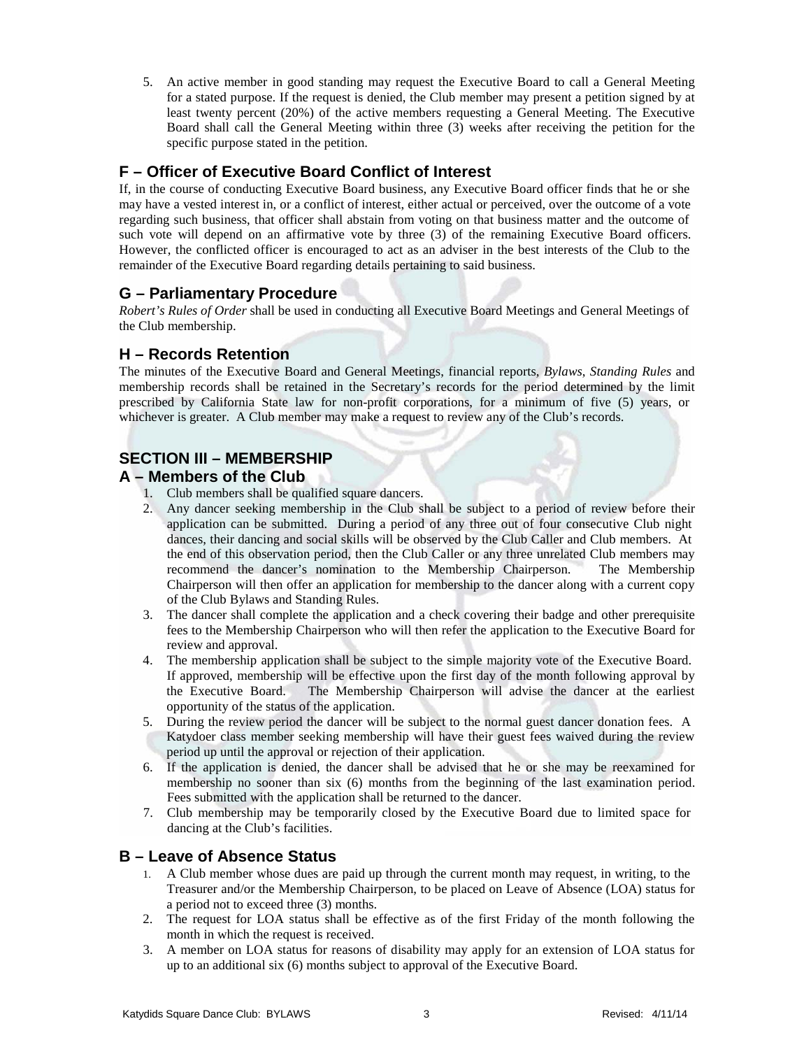5. An active member in good standing may request the Executive Board to call a General Meeting for a stated purpose. If the request is denied, the Club member may present a petition signed by at least twenty percent (20%) of the active members requesting a General Meeting. The Executive Board shall call the General Meeting within three (3) weeks after receiving the petition for the specific purpose stated in the petition.

## F – Officer of Executive Board Conflict of Interest

If, in the course of conducting Executive Board business, any Executive Board officer finds that he or she may have a vested interest in, or a conflict of interest, either actual or perceived, over the outcome of a vote regarding such business, that officer shall abstain from voting on that business matter and the outcome of such vote will depend on an affirmative vote by three (3) of the remaining Executive Board officers. However, the conflicted officer is encouraged to act as an adviser in the best interests of the Club to the remainder of the Executive Board regarding details pertaining to said business.

## G – Parliamentary Procedure

*Robert's Rules of Order* shall be used in conducting all Executive Board Meetings and General Meetings of the Club membership.

## H – Records Retention

The minutes of the Executive Board and General Meetings, financial reports, *Bylaws*, *Standing Rules* and membership records shall be retained in the Secretary's records for the period determined by the limit prescribed by California State law for non-profit corporations, for a minimum of five (5) years, or whichever is greater. A Club member may make a request to review any of the Club's records.

# SECTION III – MEMBERSHIP

## A – Members of the Club

1. Club members shall be qualified square dancers.
2. Any dancer seeking membership in the Club shall be subject to a period of review before their application can be submitted. During a period of any three out of four consecutive Club night dances, their dancing and social skills will be observed by the Club Caller and Club members. At the end of this observation period, then the Club Caller or any three unrelated Club members may recommend the dancer's nomination to the Membership Chairperson. The Membership Chairperson will then offer an application for membership to the dancer along with a current copy of the Club Bylaws and Standing Rules.
3. The dancer shall complete the application and a check covering their badge and other prerequisite fees to the Membership Chairperson who will then refer the application to the Executive Board for review and approval.
4. The membership application shall be subject to the simple majority vote of the Executive Board. If approved, membership will be effective upon the first day of the month following approval by the Executive Board. The Membership Chairperson will advise the dancer at the earliest opportunity of the status of the application.
5. During the review period the dancer will be subject to the normal guest dancer donation fees. A Katydoer class member seeking membership will have their guest fees waived during the review period up until the approval or rejection of their application.
6. If the application is denied, the dancer shall be advised that he or she may be reexamined for membership no sooner than six (6) months from the beginning of the last examination period. Fees submitted with the application shall be returned to the dancer.
7. Club membership may be temporarily closed by the Executive Board due to limited space for dancing at the Club's facilities.

## B – Leave of Absence Status

1. A Club member whose dues are paid up through the current month may request, in writing, to the Treasurer and/or the Membership Chairperson, to be placed on Leave of Absence (LOA) status for a period not to exceed three (3) months.
2. The request for LOA status shall be effective as of the first Friday of the month following the month in which the request is received.
3. A member on LOA status for reasons of disability may apply for an extension of LOA status for up to an additional six (6) months subject to approval of the Executive Board.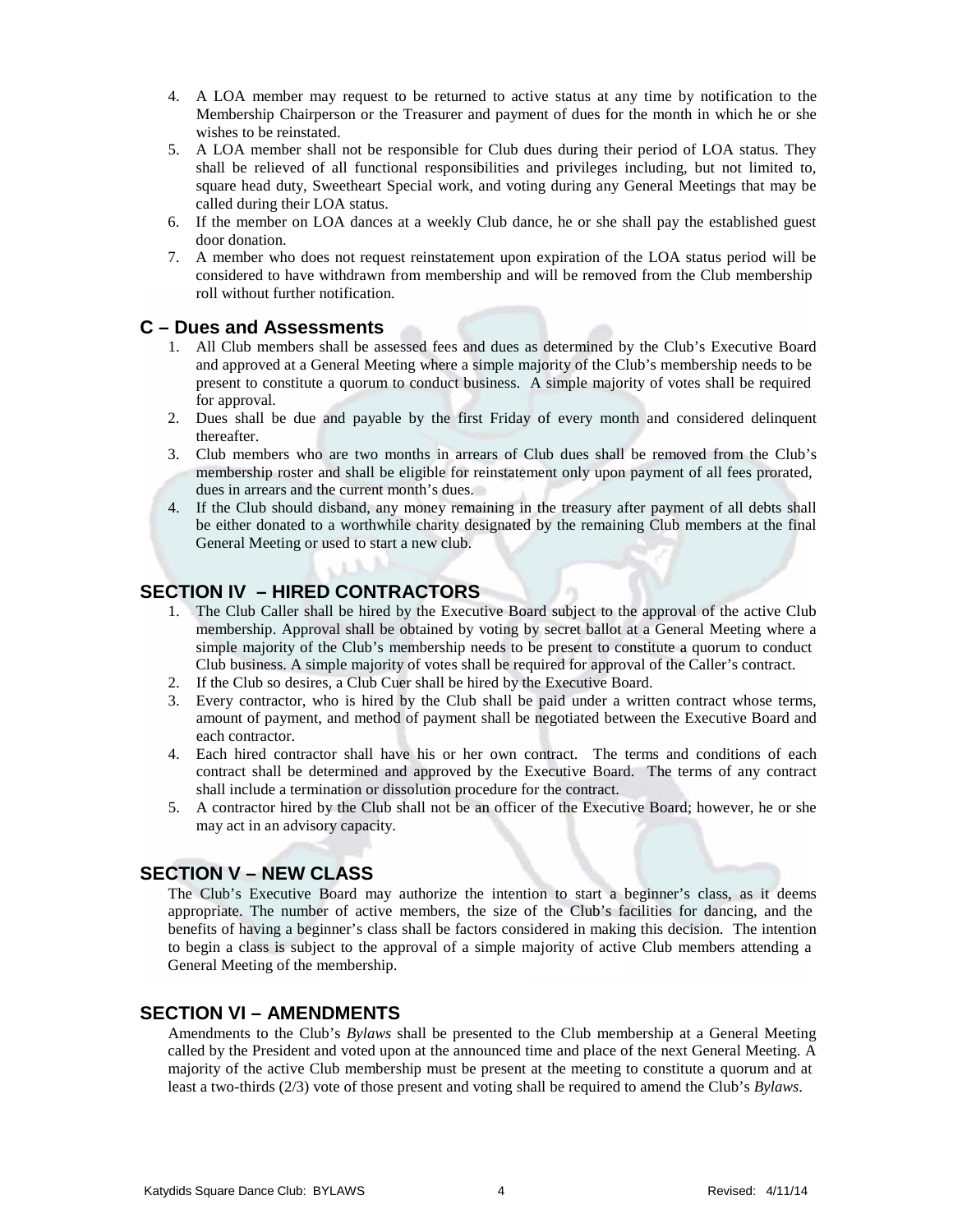4. A LOA member may request to be returned to active status at any time by notification to the Membership Chairperson or the Treasurer and payment of dues for the month in which he or she wishes to be reinstated.
5. A LOA member shall not be responsible for Club dues during their period of LOA status. They shall be relieved of all functional responsibilities and privileges including, but not limited to, square head duty, Sweetheart Special work, and voting during any General Meetings that may be called during their LOA status.
6. If the member on LOA dances at a weekly Club dance, he or she shall pay the established guest door donation.
7. A member who does not request reinstatement upon expiration of the LOA status period will be considered to have withdrawn from membership and will be removed from the Club membership roll without further notification.

### C – Dues and Assessments

1. All Club members shall be assessed fees and dues as determined by the Club's Executive Board and approved at a General Meeting where a simple majority of the Club's membership needs to be present to constitute a quorum to conduct business. A simple majority of votes shall be required for approval.
2. Dues shall be due and payable by the first Friday of every month and considered delinquent thereafter.
3. Club members who are two months in arrears of Club dues shall be removed from the Club's membership roster and shall be eligible for reinstatement only upon payment of all fees prorated, dues in arrears and the current month's dues.
4. If the Club should disband, any money remaining in the treasury after payment of all debts shall be either donated to a worthwhile charity designated by the remaining Club members at the final General Meeting or used to start a new club.

## SECTION IV – HIRED CONTRACTORS

1. The Club Caller shall be hired by the Executive Board subject to the approval of the active Club membership. Approval shall be obtained by voting by secret ballot at a General Meeting where a simple majority of the Club's membership needs to be present to constitute a quorum to conduct Club business. A simple majority of votes shall be required for approval of the Caller's contract.
2. If the Club so desires, a Club Cuer shall be hired by the Executive Board.
3. Every contractor, who is hired by the Club shall be paid under a written contract whose terms, amount of payment, and method of payment shall be negotiated between the Executive Board and each contractor.
4. Each hired contractor shall have his or her own contract. The terms and conditions of each contract shall be determined and approved by the Executive Board. The terms of any contract shall include a termination or dissolution procedure for the contract.
5. A contractor hired by the Club shall not be an officer of the Executive Board; however, he or she may act in an advisory capacity.

## SECTION V – NEW CLASS

The Club's Executive Board may authorize the intention to start a beginner's class, as it deems appropriate. The number of active members, the size of the Club's facilities for dancing, and the benefits of having a beginner's class shall be factors considered in making this decision. The intention to begin a class is subject to the approval of a simple majority of active Club members attending a General Meeting of the membership.

## SECTION VI – AMENDMENTS

Amendments to the Club's *Bylaws* shall be presented to the Club membership at a General Meeting called by the President and voted upon at the announced time and place of the next General Meeting. A majority of the active Club membership must be present at the meeting to constitute a quorum and at least a two-thirds (2/3) vote of those present and voting shall be required to amend the Club's *Bylaws*.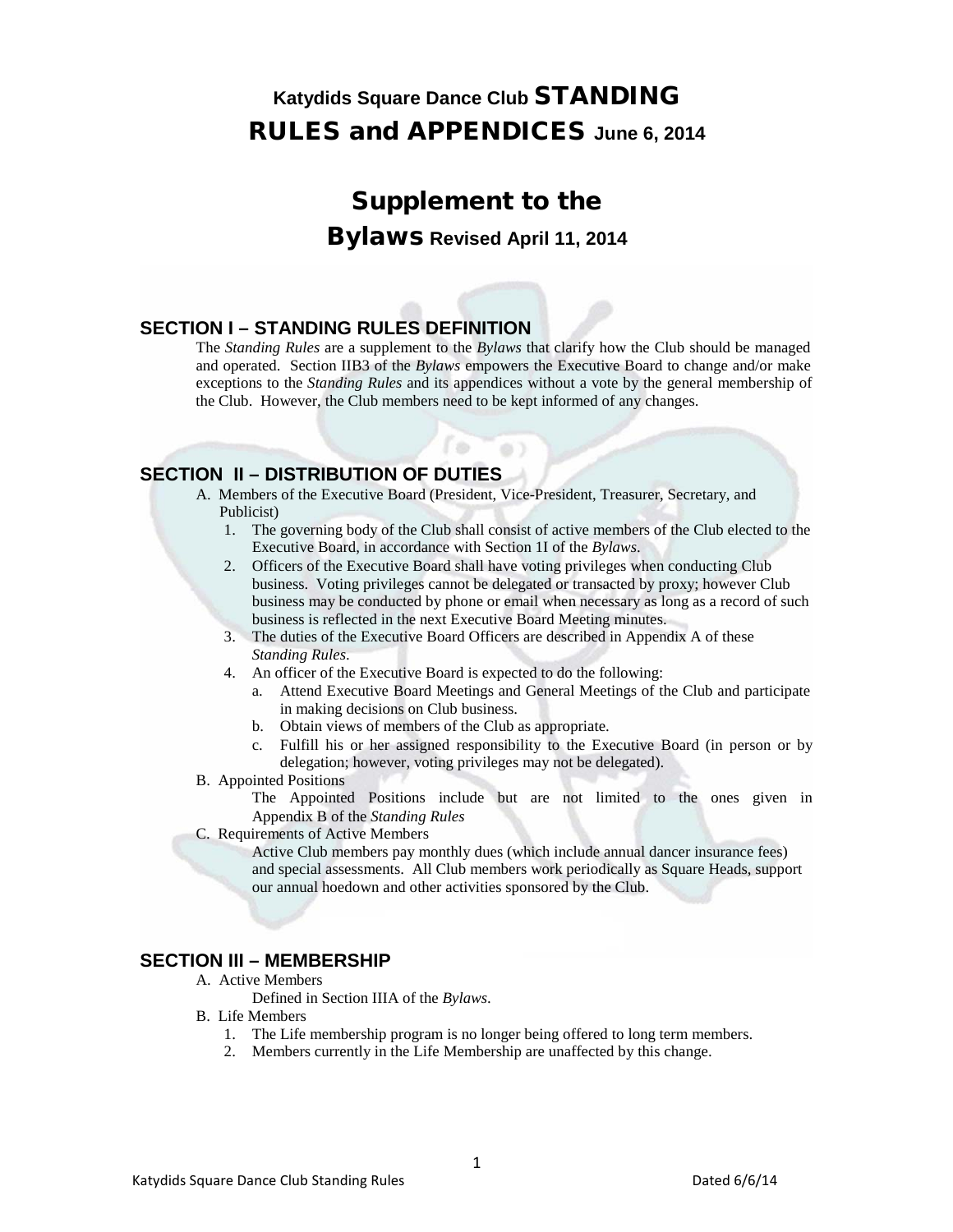# Katydids Square Dance Club STANDING RULES and APPENDICES June 6, 2014

## Supplement to the Bylaws Revised April 11, 2014

### SECTION I – STANDING RULES DEFINITION

The *Standing Rules* are a supplement to the *Bylaws* that clarify how the Club should be managed and operated. Section IIB3 of the *Bylaws* empowers the Executive Board to change and/or make exceptions to the *Standing Rules* and its appendices without a vote by the general membership of the Club. However, the Club members need to be kept informed of any changes.

### SECTION II – DISTRIBUTION OF DUTIES

A. Members of the Executive Board (President, Vice-President, Treasurer, Secretary, and Publicist)
   1. The governing body of the Club shall consist of active members of the Club elected to the Executive Board, in accordance with Section 1I of the *Bylaws*.
   2. Officers of the Executive Board shall have voting privileges when conducting Club business. Voting privileges cannot be delegated or transacted by proxy; however Club business may be conducted by phone or email when necessary as long as a record of such business is reflected in the next Executive Board Meeting minutes.
   3. The duties of the Executive Board Officers are described in Appendix A of these *Standing Rules*.
   4. An officer of the Executive Board is expected to do the following:
      a. Attend Executive Board Meetings and General Meetings of the Club and participate in making decisions on Club business.
      b. Obtain views of members of the Club as appropriate.
      c. Fulfill his or her assigned responsibility to the Executive Board (in person or by delegation; however, voting privileges may not be delegated).

B. Appointed Positions

   The Appointed Positions include but are not limited to the ones given in Appendix B of the *Standing Rules*

C. Requirements of Active Members

   Active Club members pay monthly dues (which include annual dancer insurance fees) and special assessments. All Club members work periodically as Square Heads, support our annual hoedown and other activities sponsored by the Club.

### SECTION III – MEMBERSHIP

A. Active Members

   Defined in Section IIIA of the *Bylaws*.

B. Life Members
   1. The Life membership program is no longer being offered to long term members.
   2. Members currently in the Life Membership are unaffected by this change.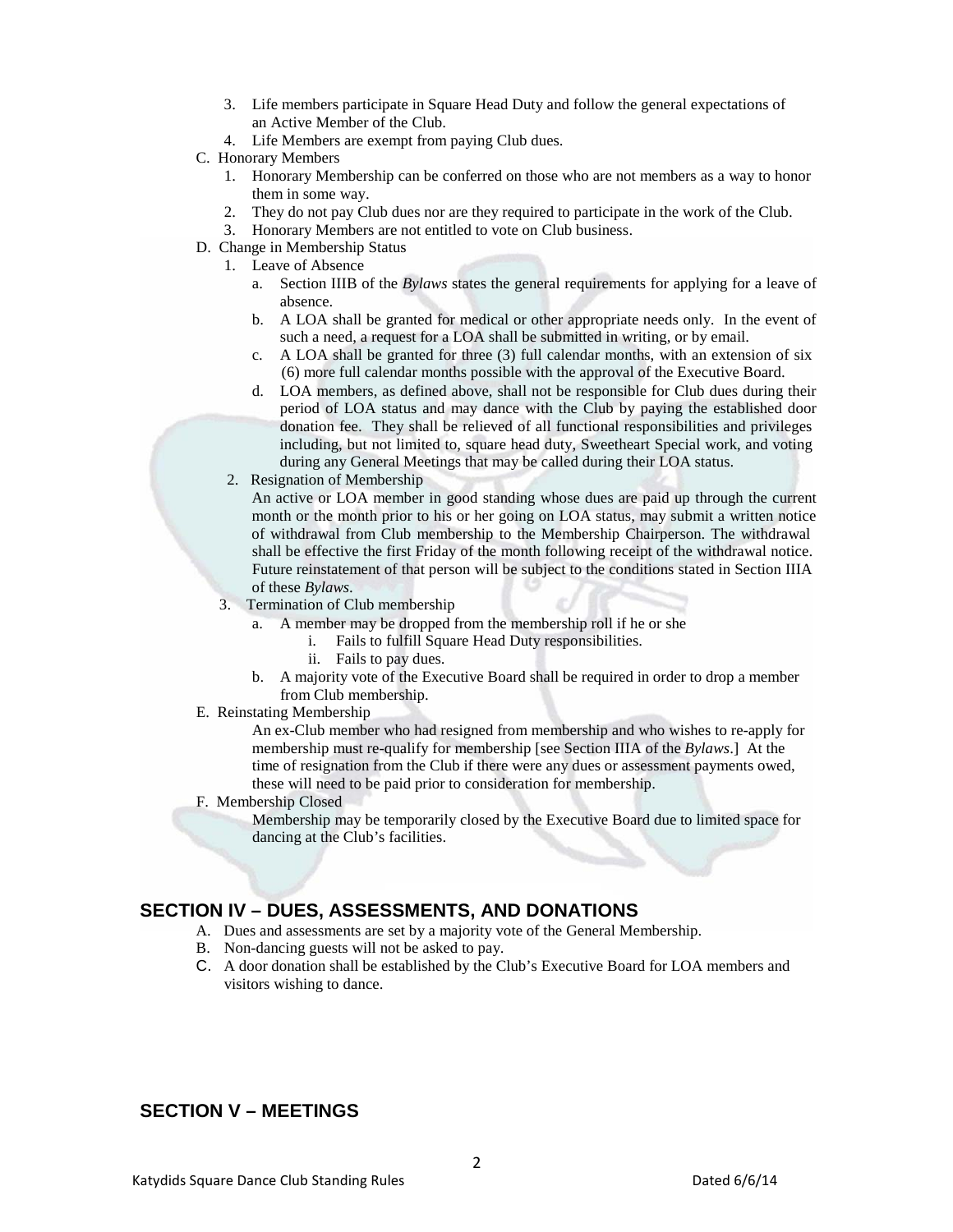3. Life members participate in Square Head Duty and follow the general expectations of an Active Member of the Club.
4. Life Members are exempt from paying Club dues.

C. Honorary Members
1. Honorary Membership can be conferred on those who are not members as a way to honor them in some way.
2. They do not pay Club dues nor are they required to participate in the work of the Club.
3. Honorary Members are not entitled to vote on Club business.

D. Change in Membership Status
1. Leave of Absence
   a. Section IIIB of the *Bylaws* states the general requirements for applying for a leave of absence.
   b. A LOA shall be granted for medical or other appropriate needs only. In the event of such a need, a request for a LOA shall be submitted in writing, or by email.
   c. A LOA shall be granted for three (3) full calendar months, with an extension of six (6) more full calendar months possible with the approval of the Executive Board.
   d. LOA members, as defined above, shall not be responsible for Club dues during their period of LOA status and may dance with the Club by paying the established door donation fee. They shall be relieved of all functional responsibilities and privileges including, but not limited to, square head duty, Sweetheart Special work, and voting during any General Meetings that may be called during their LOA status.
2. Resignation of Membership

   An active or LOA member in good standing whose dues are paid up through the current month or the month prior to his or her going on LOA status, may submit a written notice of withdrawal from Club membership to the Membership Chairperson. The withdrawal shall be effective the first Friday of the month following receipt of the withdrawal notice. Future reinstatement of that person will be subject to the conditions stated in Section IIIA of these *Bylaws*.
3. Termination of Club membership
   a. A member may be dropped from the membership roll if he or she
      i. Fails to fulfill Square Head Duty responsibilities.
      ii. Fails to pay dues.
   b. A majority vote of the Executive Board shall be required in order to drop a member from Club membership.

E. Reinstating Membership

   An ex-Club member who had resigned from membership and who wishes to re-apply for membership must re-qualify for membership [see Section IIIA of the *Bylaws*.] At the time of resignation from the Club if there were any dues or assessment payments owed, these will need to be paid prior to consideration for membership.

F. Membership Closed

   Membership may be temporarily closed by the Executive Board due to limited space for dancing at the Club's facilities.

## SECTION IV – DUES, ASSESSMENTS, AND DONATIONS

A. Dues and assessments are set by a majority vote of the General Membership.
B. Non-dancing guests will not be asked to pay.
C. A door donation shall be established by the Club's Executive Board for LOA members and visitors wishing to dance.

## SECTION V – MEETINGS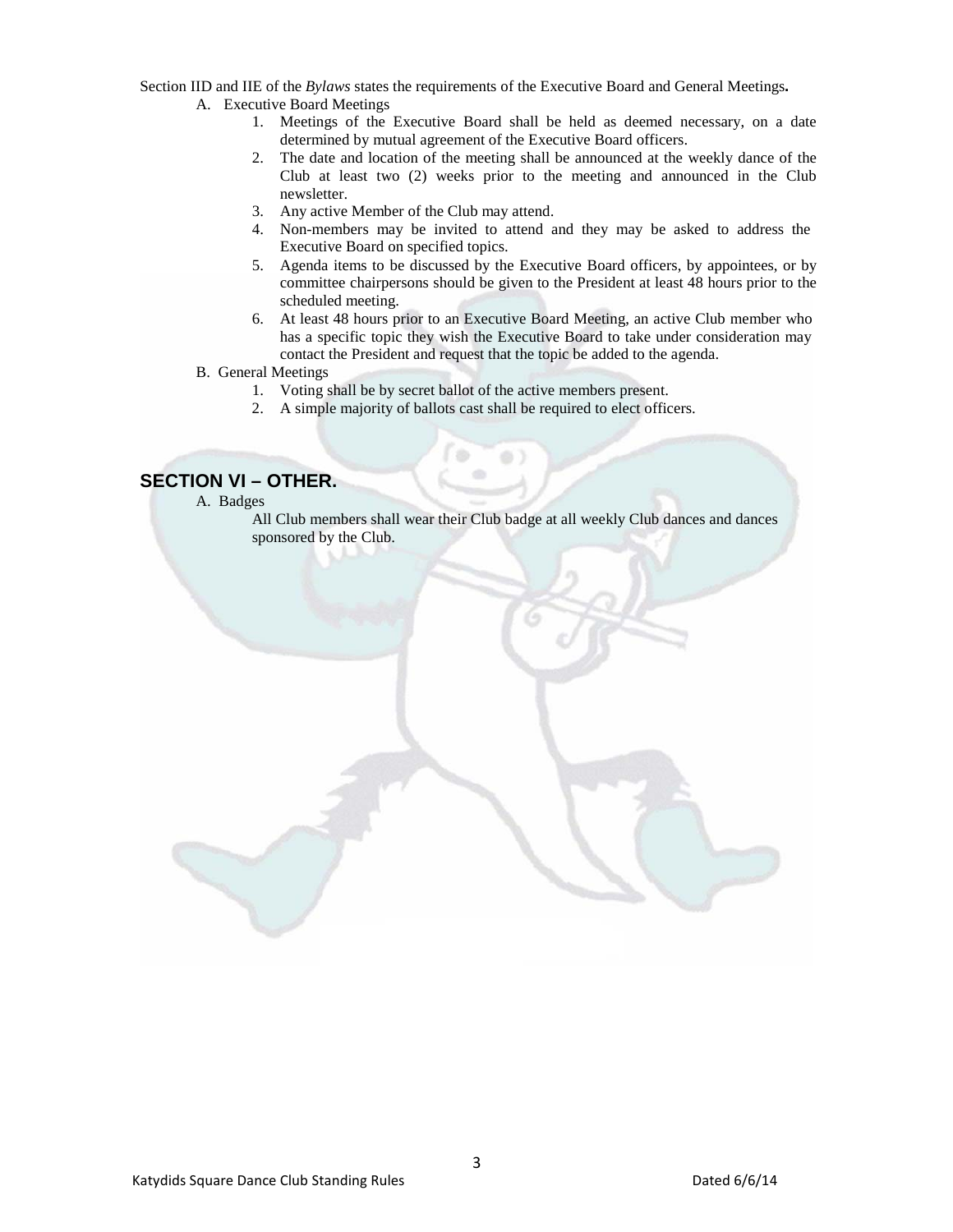Section IID and IIE of the *Bylaws* states the requirements of the Executive Board and General Meetings**.**

A. Executive Board Meetings
   1. Meetings of the Executive Board shall be held as deemed necessary, on a date determined by mutual agreement of the Executive Board officers.
   2. The date and location of the meeting shall be announced at the weekly dance of the Club at least two (2) weeks prior to the meeting and announced in the Club newsletter.
   3. Any active Member of the Club may attend.
   4. Non-members may be invited to attend and they may be asked to address the Executive Board on specified topics.
   5. Agenda items to be discussed by the Executive Board officers, by appointees, or by committee chairpersons should be given to the President at least 48 hours prior to the scheduled meeting.
   6. At least 48 hours prior to an Executive Board Meeting, an active Club member who has a specific topic they wish the Executive Board to take under consideration may contact the President and request that the topic be added to the agenda.

B. General Meetings
   1. Voting shall be by secret ballot of the active members present.
   2. A simple majority of ballots cast shall be required to elect officers.

## SECTION VI – OTHER.

A. Badges

All Club members shall wear their Club badge at all weekly Club dances and dances sponsored by the Club.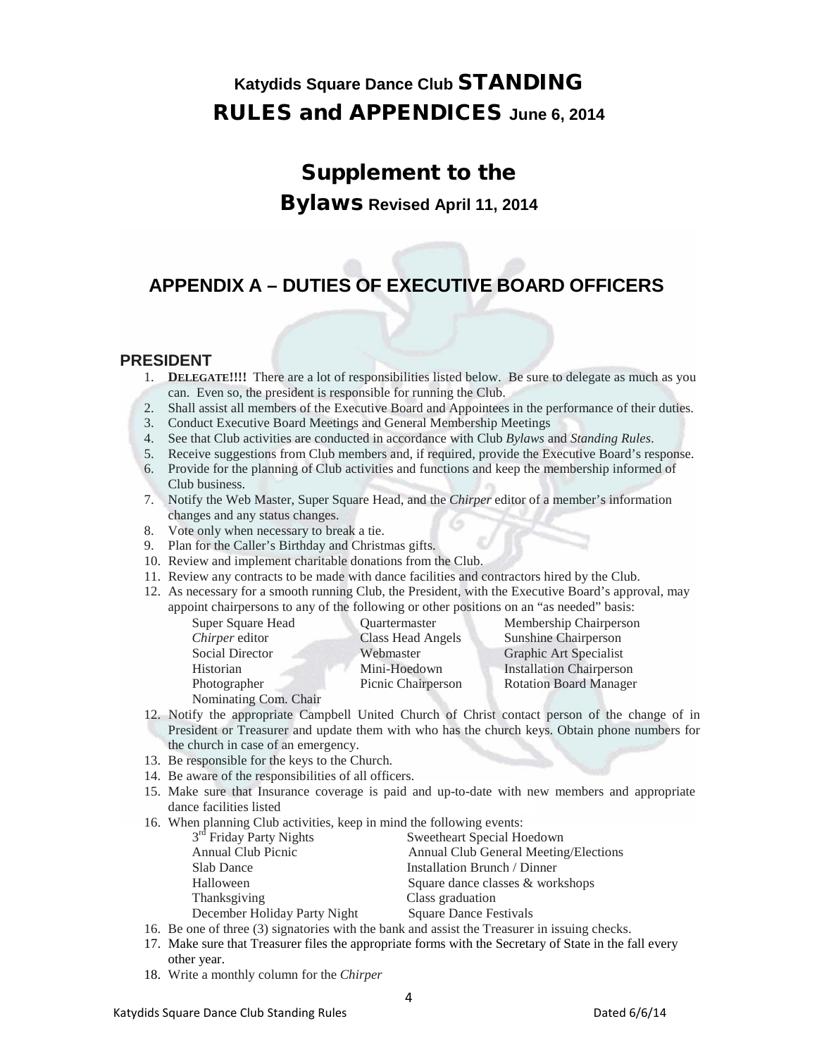# Katydids Square Dance Club STANDING RULES and APPENDICES June 6, 2014

## Supplement to the Bylaws Revised April 11, 2014

## APPENDIX A – DUTIES OF EXECUTIVE BOARD OFFICERS

### PRESIDENT

1. **DELEGATE!!!!** There are a lot of responsibilities listed below. Be sure to delegate as much as you can. Even so, the president is responsible for running the Club.
2. Shall assist all members of the Executive Board and Appointees in the performance of their duties.
3. Conduct Executive Board Meetings and General Membership Meetings
4. See that Club activities are conducted in accordance with Club *Bylaws* and *Standing Rules*.
5. Receive suggestions from Club members and, if required, provide the Executive Board's response.
6. Provide for the planning of Club activities and functions and keep the membership informed of Club business.
7. Notify the Web Master, Super Square Head, and the *Chirper* editor of a member's information changes and any status changes.
8. Vote only when necessary to break a tie.
9. Plan for the Caller's Birthday and Christmas gifts.
10. Review and implement charitable donations from the Club.
11. Review any contracts to be made with dance facilities and contractors hired by the Club.
12. As necessary for a smooth running Club, the President, with the Executive Board's approval, may appoint chairpersons to any of the following or other positions on an "as needed" basis:

    | | | |
    |---|---|---|
    | Super Square Head | Quartermaster | Membership Chairperson |
    | *Chirper* editor | Class Head Angels | Sunshine Chairperson |
    | Social Director | Webmaster | Graphic Art Specialist |
    | Historian | Mini-Hoedown | Installation Chairperson |
    | Photographer | Picnic Chairperson | Rotation Board Manager |
    | Nominating Com. Chair | | |

12. Notify the appropriate Campbell United Church of Christ contact person of the change of in President or Treasurer and update them with who has the church keys. Obtain phone numbers for the church in case of an emergency.
13. Be responsible for the keys to the Church.
14. Be aware of the responsibilities of all officers.
15. Make sure that Insurance coverage is paid and up-to-date with new members and appropriate dance facilities listed
16. When planning Club activities, keep in mind the following events:

    | | |
    |---|---|
    | 3rd Friday Party Nights | Sweetheart Special Hoedown |
    | Annual Club Picnic | Annual Club General Meeting/Elections |
    | Slab Dance | Installation Brunch / Dinner |
    | Halloween | Square dance classes & workshops |
    | Thanksgiving | Class graduation |
    | December Holiday Party Night | Square Dance Festivals |

16. Be one of three (3) signatories with the bank and assist the Treasurer in issuing checks.
17. Make sure that Treasurer files the appropriate forms with the Secretary of State in the fall every other year.
18. Write a monthly column for the *Chirper*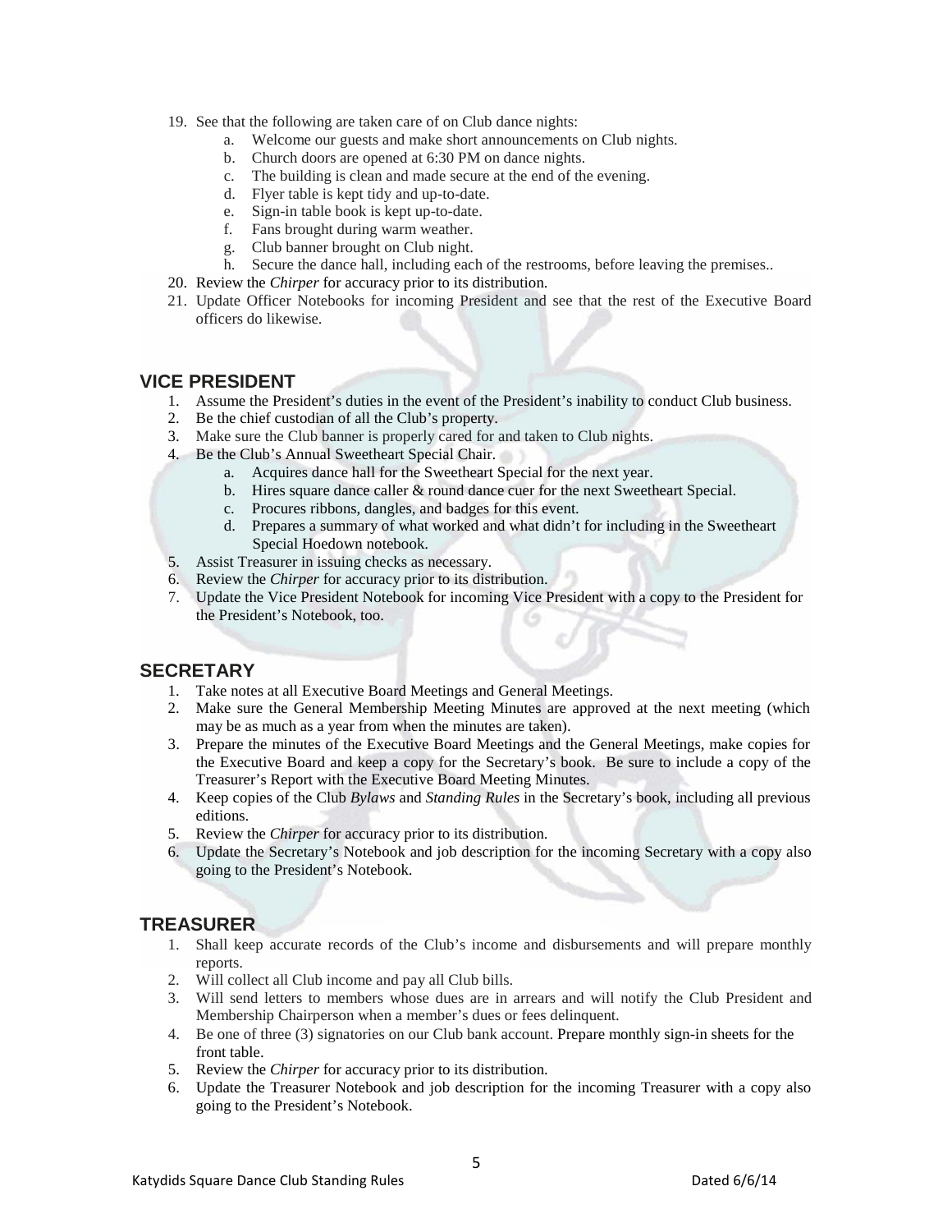19. See that the following are taken care of on Club dance nights:
    a. Welcome our guests and make short announcements on Club nights.
    b. Church doors are opened at 6:30 PM on dance nights.
    c. The building is clean and made secure at the end of the evening.
    d. Flyer table is kept tidy and up-to-date.
    e. Sign-in table book is kept up-to-date.
    f. Fans brought during warm weather.
    g. Club banner brought on Club night.
    h. Secure the dance hall, including each of the restrooms, before leaving the premises..
20. Review the *Chirper* for accuracy prior to its distribution.
21. Update Officer Notebooks for incoming President and see that the rest of the Executive Board officers do likewise.

## VICE PRESIDENT

1. Assume the President's duties in the event of the President's inability to conduct Club business.
2. Be the chief custodian of all the Club's property.
3. Make sure the Club banner is properly cared for and taken to Club nights.
4. Be the Club's Annual Sweetheart Special Chair.
    a. Acquires dance hall for the Sweetheart Special for the next year.
    b. Hires square dance caller & round dance cuer for the next Sweetheart Special.
    c. Procures ribbons, dangles, and badges for this event.
    d. Prepares a summary of what worked and what didn't for including in the Sweetheart Special Hoedown notebook.
5. Assist Treasurer in issuing checks as necessary.
6. Review the *Chirper* for accuracy prior to its distribution.
7. Update the Vice President Notebook for incoming Vice President with a copy to the President for the President's Notebook, too.

## SECRETARY

1. Take notes at all Executive Board Meetings and General Meetings.
2. Make sure the General Membership Meeting Minutes are approved at the next meeting (which may be as much as a year from when the minutes are taken).
3. Prepare the minutes of the Executive Board Meetings and the General Meetings, make copies for the Executive Board and keep a copy for the Secretary's book. Be sure to include a copy of the Treasurer's Report with the Executive Board Meeting Minutes.
4. Keep copies of the Club *Bylaws* and *Standing Rules* in the Secretary's book, including all previous editions.
5. Review the *Chirper* for accuracy prior to its distribution.
6. Update the Secretary's Notebook and job description for the incoming Secretary with a copy also going to the President's Notebook.

## TREASURER

1. Shall keep accurate records of the Club's income and disbursements and will prepare monthly reports.
2. Will collect all Club income and pay all Club bills.
3. Will send letters to members whose dues are in arrears and will notify the Club President and Membership Chairperson when a member's dues or fees delinquent.
4. Be one of three (3) signatories on our Club bank account. Prepare monthly sign-in sheets for the front table.
5. Review the *Chirper* for accuracy prior to its distribution.
6. Update the Treasurer Notebook and job description for the incoming Treasurer with a copy also going to the President's Notebook.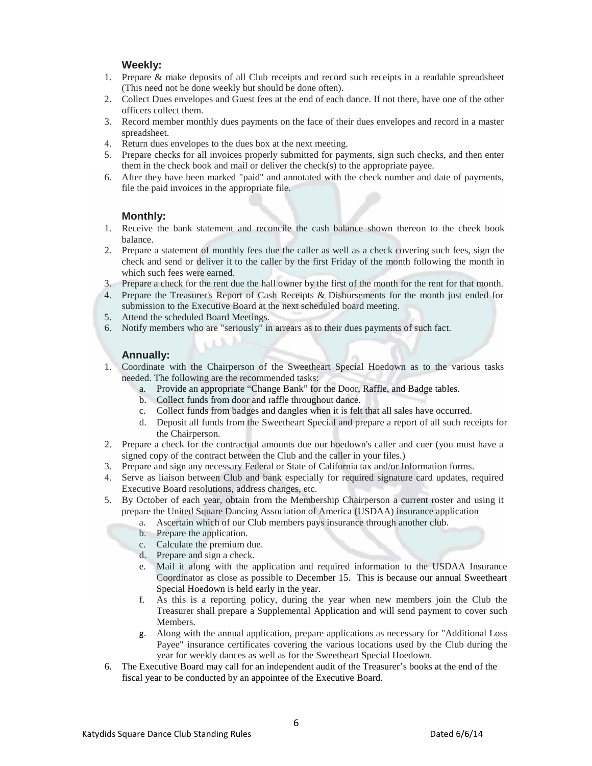### Weekly:

1. Prepare & make deposits of all Club receipts and record such receipts in a readable spreadsheet (This need not be done weekly but should be done often).
2. Collect Dues envelopes and Guest fees at the end of each dance. If not there, have one of the other officers collect them.
3. Record member monthly dues payments on the face of their dues envelopes and record in a master spreadsheet.
4. Return dues envelopes to the dues box at the next meeting.
5. Prepare checks for all invoices properly submitted for payments, sign such checks, and then enter them in the check book and mail or deliver the check(s) to the appropriate payee.
6. After they have been marked "paid" and annotated with the check number and date of payments, file the paid invoices in the appropriate file.

### Monthly:

1. Receive the bank statement and reconcile the cash balance shown thereon to the cheek book balance.
2. Prepare a statement of monthly fees due the caller as well as a check covering such fees, sign the check and send or deliver it to the caller by the first Friday of the month following the month in which such fees were earned.
3. Prepare a check for the rent due the hall owner by the first of the month for the rent for that month.
4. Prepare the Treasurer's Report of Cash Receipts & Disbursements for the month just ended for submission to the Executive Board at the next scheduled board meeting.
5. Attend the scheduled Board Meetings.
6. Notify members who are "seriously" in arrears as to their dues payments of such fact.

### Annually:

1. Coordinate with the Chairperson of the Sweetheart Special Hoedown as to the various tasks needed. The following are the recommended tasks:
   a. Provide an appropriate "Change Bank" for the Door, Raffle, and Badge tables.
   b. Collect funds from door and raffle throughout dance.
   c. Collect funds from badges and dangles when it is felt that all sales have occurred.
   d. Deposit all funds from the Sweetheart Special and prepare a report of all such receipts for the Chairperson.
2. Prepare a check for the contractual amounts due our hoedown's caller and cuer (you must have a signed copy of the contract between the Club and the caller in your files.)
3. Prepare and sign any necessary Federal or State of California tax and/or Information forms.
4. Serve as liaison between Club and bank especially for required signature card updates, required Executive Board resolutions, address changes, etc.
5. By October of each year, obtain from the Membership Chairperson a current roster and using it prepare the United Square Dancing Association of America (USDAA) insurance application
   a. Ascertain which of our Club members pays insurance through another club.
   b. Prepare the application.
   c. Calculate the premium due.
   d. Prepare and sign a check.
   e. Mail it along with the application and required information to the USDAA Insurance Coordinator as close as possible to December 15. This is because our annual Sweetheart Special Hoedown is held early in the year.
   f. As this is a reporting policy, during the year when new members join the Club the Treasurer shall prepare a Supplemental Application and will send payment to cover such Members.
   g. Along with the annual application, prepare applications as necessary for "Additional Loss Payee" insurance certificates covering the various locations used by the Club during the year for weekly dances as well as for the Sweetheart Special Hoedown.
6. The Executive Board may call for an independent audit of the Treasurer's books at the end of the fiscal year to be conducted by an appointee of the Executive Board.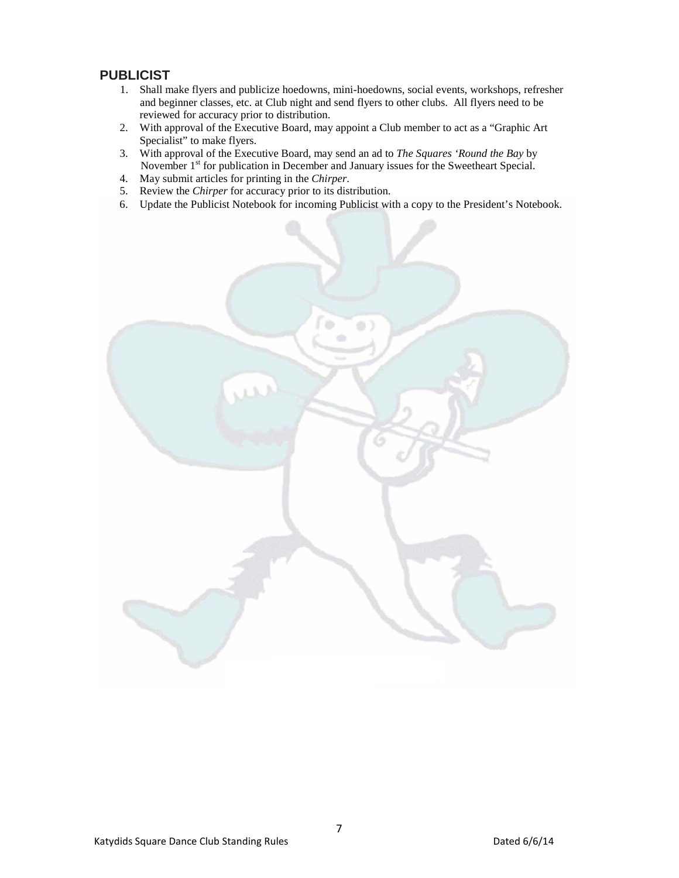## PUBLICIST

1. Shall make flyers and publicize hoedowns, mini-hoedowns, social events, workshops, refresher and beginner classes, etc. at Club night and send flyers to other clubs. All flyers need to be reviewed for accuracy prior to distribution.
2. With approval of the Executive Board, may appoint a Club member to act as a "Graphic Art Specialist" to make flyers.
3. With approval of the Executive Board, may send an ad to *The Squares 'Round the Bay* by November 1st for publication in December and January issues for the Sweetheart Special.
4. May submit articles for printing in the *Chirper*.
5. Review the *Chirper* for accuracy prior to its distribution.
6. Update the Publicist Notebook for incoming Publicist with a copy to the President's Notebook.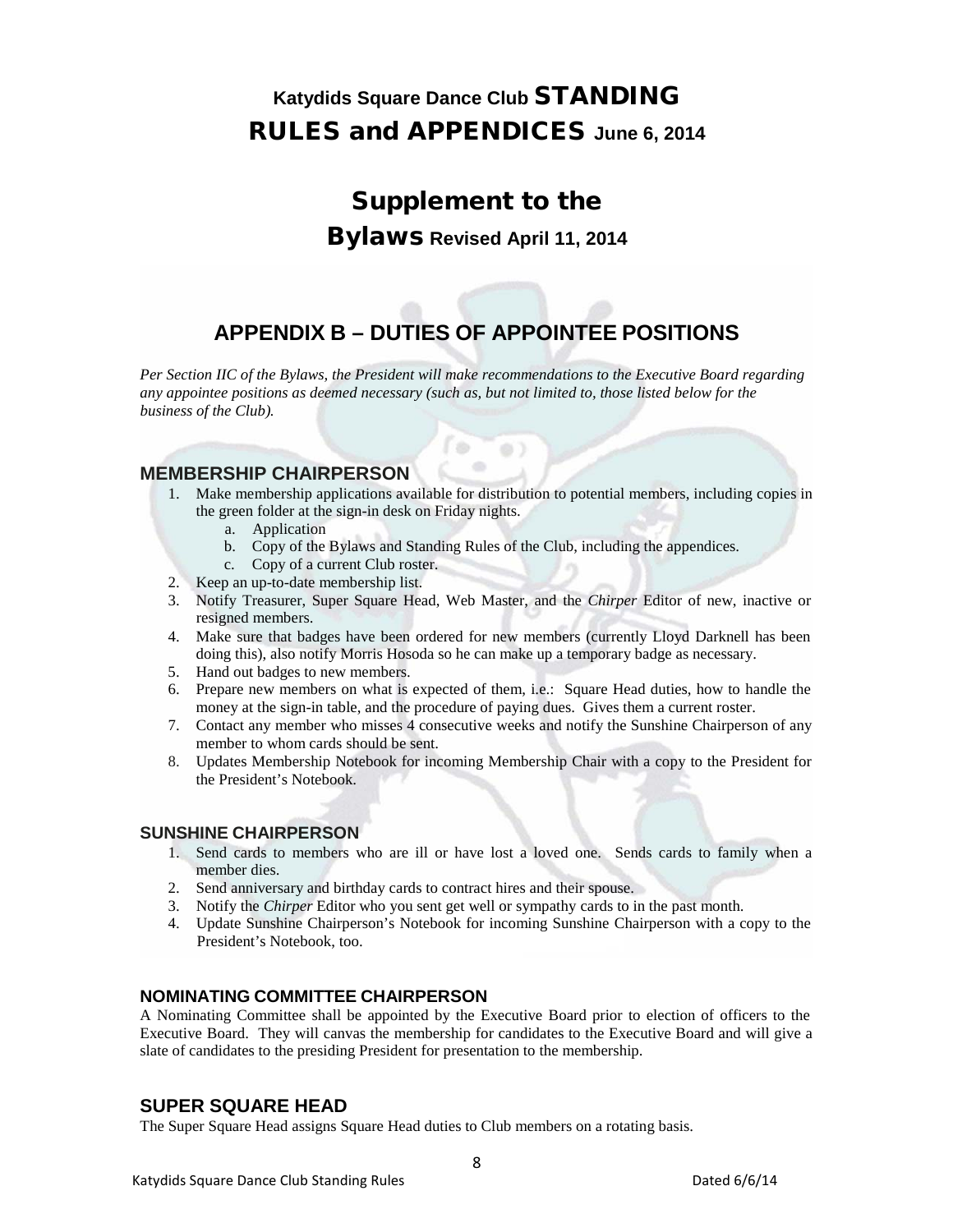# Katydids Square Dance Club STANDING RULES and APPENDICES June 6, 2014

## Supplement to the Bylaws Revised April 11, 2014

## APPENDIX B – DUTIES OF APPOINTEE POSITIONS

*Per Section IIC of the Bylaws, the President will make recommendations to the Executive Board regarding any appointee positions as deemed necessary (such as, but not limited to, those listed below for the business of the Club).*

### MEMBERSHIP CHAIRPERSON

1. Make membership applications available for distribution to potential members, including copies in the green folder at the sign-in desk on Friday nights.
    a. Application
    b. Copy of the Bylaws and Standing Rules of the Club, including the appendices.
    c. Copy of a current Club roster.
2. Keep an up-to-date membership list.
3. Notify Treasurer, Super Square Head, Web Master, and the *Chirper* Editor of new, inactive or resigned members.
4. Make sure that badges have been ordered for new members (currently Lloyd Darknell has been doing this), also notify Morris Hosoda so he can make up a temporary badge as necessary.
5. Hand out badges to new members.
6. Prepare new members on what is expected of them, i.e.: Square Head duties, how to handle the money at the sign-in table, and the procedure of paying dues. Gives them a current roster.
7. Contact any member who misses 4 consecutive weeks and notify the Sunshine Chairperson of any member to whom cards should be sent.
8. Updates Membership Notebook for incoming Membership Chair with a copy to the President for the President's Notebook.

### SUNSHINE CHAIRPERSON

1. Send cards to members who are ill or have lost a loved one. Sends cards to family when a member dies.
2. Send anniversary and birthday cards to contract hires and their spouse.
3. Notify the *Chirper* Editor who you sent get well or sympathy cards to in the past month.
4. Update Sunshine Chairperson's Notebook for incoming Sunshine Chairperson with a copy to the President's Notebook, too.

### NOMINATING COMMITTEE CHAIRPERSON

A Nominating Committee shall be appointed by the Executive Board prior to election of officers to the Executive Board. They will canvas the membership for candidates to the Executive Board and will give a slate of candidates to the presiding President for presentation to the membership.

### SUPER SQUARE HEAD

The Super Square Head assigns Square Head duties to Club members on a rotating basis.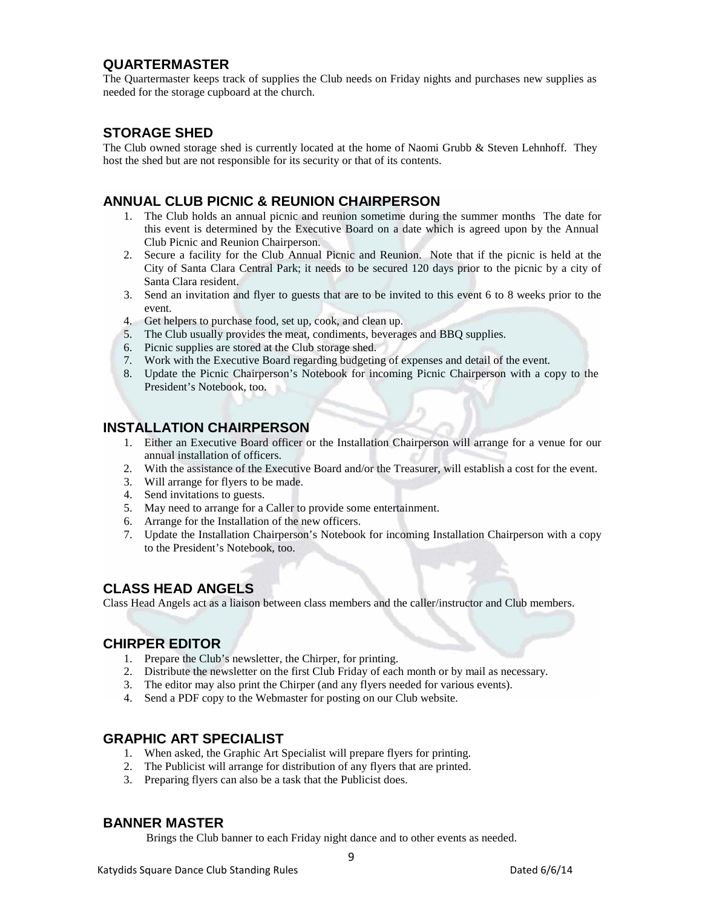## QUARTERMASTER

The Quartermaster keeps track of supplies the Club needs on Friday nights and purchases new supplies as needed for the storage cupboard at the church.

## STORAGE SHED

The Club owned storage shed is currently located at the home of Naomi Grubb & Steven Lehnhoff. They host the shed but are not responsible for its security or that of its contents.

## ANNUAL CLUB PICNIC & REUNION CHAIRPERSON

1. The Club holds an annual picnic and reunion sometime during the summer months The date for this event is determined by the Executive Board on a date which is agreed upon by the Annual Club Picnic and Reunion Chairperson.
2. Secure a facility for the Club Annual Picnic and Reunion. Note that if the picnic is held at the City of Santa Clara Central Park; it needs to be secured 120 days prior to the picnic by a city of Santa Clara resident.
3. Send an invitation and flyer to guests that are to be invited to this event 6 to 8 weeks prior to the event.
4. Get helpers to purchase food, set up, cook, and clean up.
5. The Club usually provides the meat, condiments, beverages and BBQ supplies.
6. Picnic supplies are stored at the Club storage shed.
7. Work with the Executive Board regarding budgeting of expenses and detail of the event.
8. Update the Picnic Chairperson's Notebook for incoming Picnic Chairperson with a copy to the President's Notebook, too.

## INSTALLATION CHAIRPERSON

1. Either an Executive Board officer or the Installation Chairperson will arrange for a venue for our annual installation of officers.
2. With the assistance of the Executive Board and/or the Treasurer, will establish a cost for the event.
3. Will arrange for flyers to be made.
4. Send invitations to guests.
5. May need to arrange for a Caller to provide some entertainment.
6. Arrange for the Installation of the new officers.
7. Update the Installation Chairperson's Notebook for incoming Installation Chairperson with a copy to the President's Notebook, too.

## CLASS HEAD ANGELS

Class Head Angels act as a liaison between class members and the caller/instructor and Club members.

## CHIRPER EDITOR

1. Prepare the Club's newsletter, the Chirper, for printing.
2. Distribute the newsletter on the first Club Friday of each month or by mail as necessary.
3. The editor may also print the Chirper (and any flyers needed for various events).
4. Send a PDF copy to the Webmaster for posting on our Club website.

## GRAPHIC ART SPECIALIST

1. When asked, the Graphic Art Specialist will prepare flyers for printing.
2. The Publicist will arrange for distribution of any flyers that are printed.
3. Preparing flyers can also be a task that the Publicist does.

## BANNER MASTER

Brings the Club banner to each Friday night dance and to other events as needed.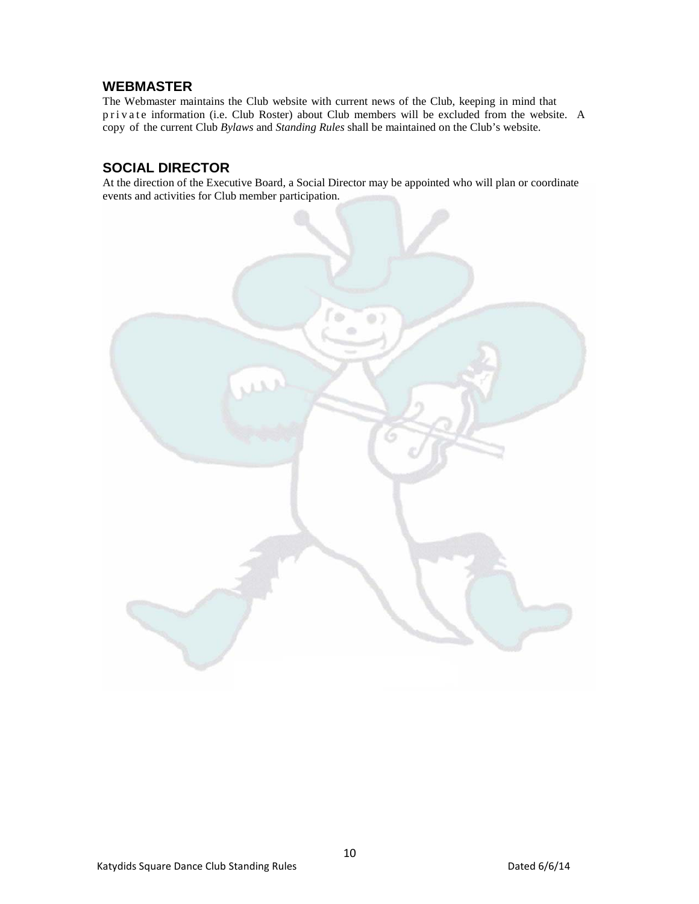## WEBMASTER

The Webmaster maintains the Club website with current news of the Club, keeping in mind that private information (i.e. Club Roster) about Club members will be excluded from the website. A copy of the current Club *Bylaws* and *Standing Rules* shall be maintained on the Club's website.

## SOCIAL DIRECTOR

At the direction of the Executive Board, a Social Director may be appointed who will plan or coordinate events and activities for Club member participation.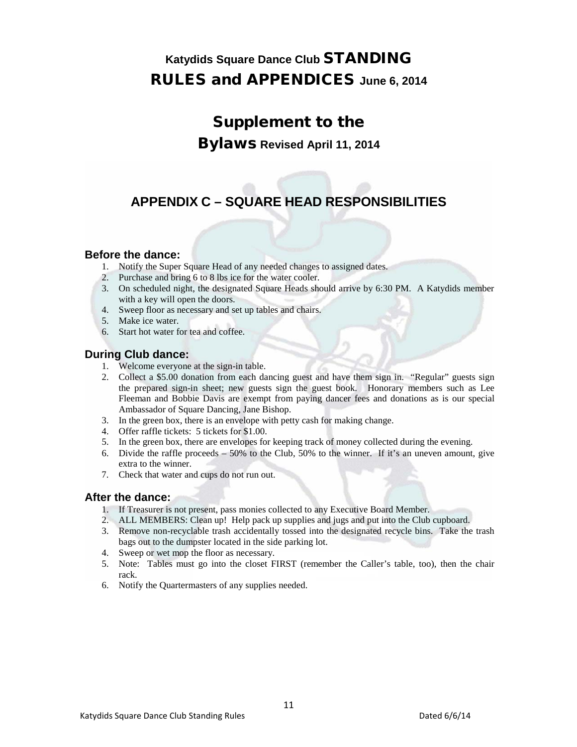# Katydids Square Dance Club STANDING RULES and APPENDICES June 6, 2014

# Supplement to the Bylaws Revised April 11, 2014

## APPENDIX C – SQUARE HEAD RESPONSIBILITIES

### Before the dance:

1. Notify the Super Square Head of any needed changes to assigned dates.
2. Purchase and bring 6 to 8 lbs ice for the water cooler.
3. On scheduled night, the designated Square Heads should arrive by 6:30 PM. A Katydids member with a key will open the doors.
4. Sweep floor as necessary and set up tables and chairs.
5. Make ice water.
6. Start hot water for tea and coffee.

### During Club dance:

1. Welcome everyone at the sign-in table.
2. Collect a $5.00 donation from each dancing guest and have them sign in. "Regular" guests sign the prepared sign-in sheet; new guests sign the guest book. Honorary members such as Lee Fleeman and Bobbie Davis are exempt from paying dancer fees and donations as is our special Ambassador of Square Dancing, Jane Bishop.
3. In the green box, there is an envelope with petty cash for making change.
4. Offer raffle tickets: 5 tickets for $1.00.
5. In the green box, there are envelopes for keeping track of money collected during the evening.
6. Divide the raffle proceeds – 50% to the Club, 50% to the winner. If it's an uneven amount, give extra to the winner.
7. Check that water and cups do not run out.

### After the dance:

1. If Treasurer is not present, pass monies collected to any Executive Board Member.
2. ALL MEMBERS: Clean up! Help pack up supplies and jugs and put into the Club cupboard.
3. Remove non-recyclable trash accidentally tossed into the designated recycle bins. Take the trash bags out to the dumpster located in the side parking lot.
4. Sweep or wet mop the floor as necessary.
5. Note: Tables must go into the closet FIRST (remember the Caller's table, too), then the chair rack.
6. Notify the Quartermasters of any supplies needed.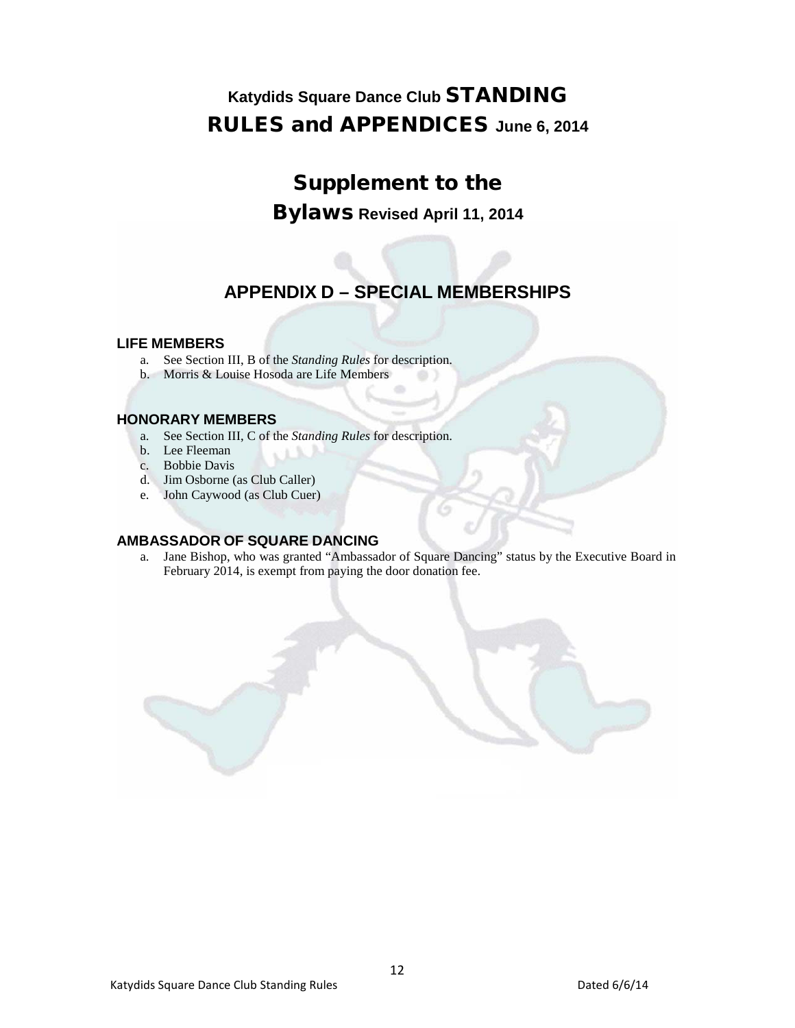# Katydids Square Dance Club STANDING RULES and APPENDICES June 6, 2014

## Supplement to the Bylaws Revised April 11, 2014

## APPENDIX D – SPECIAL MEMBERSHIPS

### LIFE MEMBERS

a. See Section III, B of the *Standing Rules* for description.
b. Morris & Louise Hosoda are Life Members

### HONORARY MEMBERS

a. See Section III, C of the *Standing Rules* for description.
b. Lee Fleeman
c. Bobbie Davis
d. Jim Osborne (as Club Caller)
e. John Caywood (as Club Cuer)

### AMBASSADOR OF SQUARE DANCING

a. Jane Bishop, who was granted "Ambassador of Square Dancing" status by the Executive Board in February 2014, is exempt from paying the door donation fee.